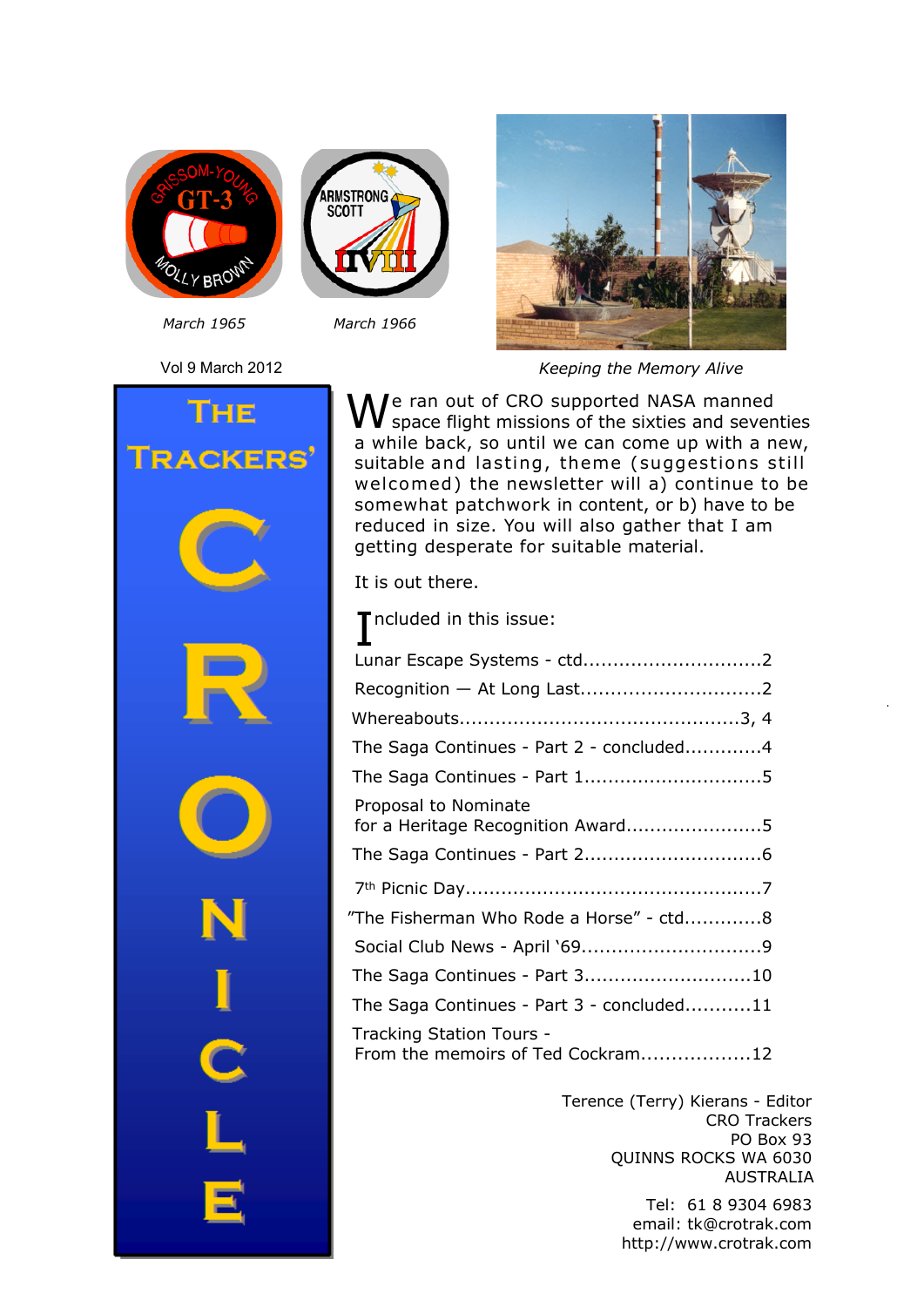March 1965

March 1966

Vol 9 March 2012

*Keeping the Memory Alive*

# The Trackers' CRONICLE

We ran out of CRO supported NASA manned space flight missions of the sixties and seventies a while back, so until we can come up with a new, suitable and lasting, theme (suggestions still welcomed) the newsletter will a) continue to be somewhat patchwork in content, or b) have to be reduced in size. You will also gather that I am getting desperate for suitable material.

It is out there.

Included in this issue:

- Lunar Escape Systems - ctd.............................2
- Recognition — At Long Last.............................2
- Whereabouts.............................................3, 4
- The Saga Continues - Part 2 - concluded............4
- The Saga Continues - Part 1.............................5
- Proposal to Nominate for a Heritage Recognition Award......................5
- The Saga Continues - Part 2.............................6
- 7th Picnic Day................................................7
- "The Fisherman Who Rode a Horse" - ctd............8
- Social Club News - April '69.............................9
- The Saga Continues - Part 3...........................10
- The Saga Continues - Part 3 - concluded...........11
- Tracking Station Tours - From the memoirs of Ted Cockram.................12

Terence (Terry) Kierans - Editor
CRO Trackers
PO Box 93
QUINNS ROCKS WA 6030
AUSTRALIA

Tel: 61 8 9304 6983
email: tk@crotrak.com
http://www.crotrak.com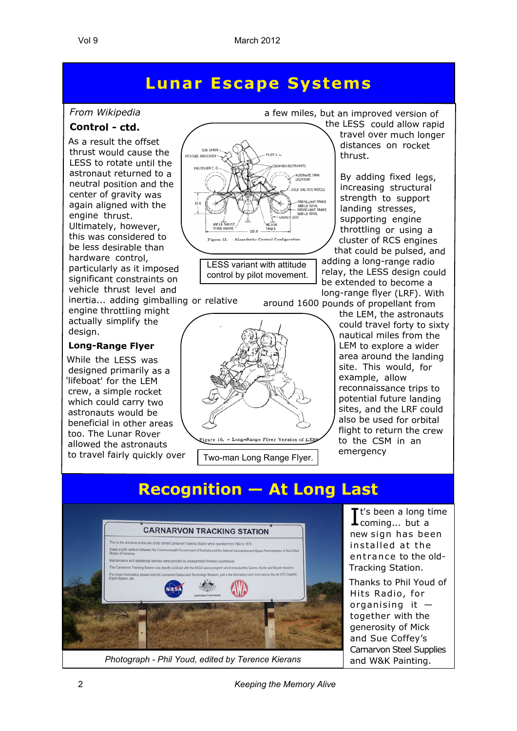# Lunar Escape Systems

*From Wikipedia*

**Control - ctd.**

As a result the offset thrust would cause the LESS to rotate until the astronaut returned to a neutral position and the center of gravity was again aligned with the engine thrust. Ultimately, however, this was considered to be less desirable than hardware control, particularly as it imposed significant constraints on vehicle thrust level and inertia... adding gimballing or relative engine throttling might actually simplify the design.

LESS variant with attitude control by pilot movement.

**Long-Range Flyer**

While the LESS was designed primarily as a 'lifeboat' for the LEM crew, a simple rocket which could carry two astronauts would be beneficial in other areas too. The Lunar Rover allowed the astronauts to travel fairly quickly over a few miles, but an improved version of the LESS could allow rapid travel over much longer distances on rocket thrust.

By adding fixed legs, increasing structural strength to support landing stresses, supporting engine throttling or using a cluster of RCS engines that could be pulsed, and adding a long-range radio relay, the LESS design could be extended to become a long-range flyer (LRF). With around 1600 pounds of propellant from the LEM, the astronauts could travel forty to sixty nautical miles from the LEM to explore a wider area around the landing site. This would, for example, allow reconnaissance trips to potential future landing sites, and the LRF could also be used for orbital flight to return the crew to the CSM in an emergency

Two-man Long Range Flyer.

# Recognition — At Long Last

Photograph - Phil Youd, edited by Terence Kierans

It's been a long time coming... but a new sign has been installed at the entrance to the old-Tracking Station.

Thanks to Phil Youd of Hits Radio, for organising it — together with the generosity of Mick and Sue Coffey's Carnarvon Steel Supplies and W&K Painting.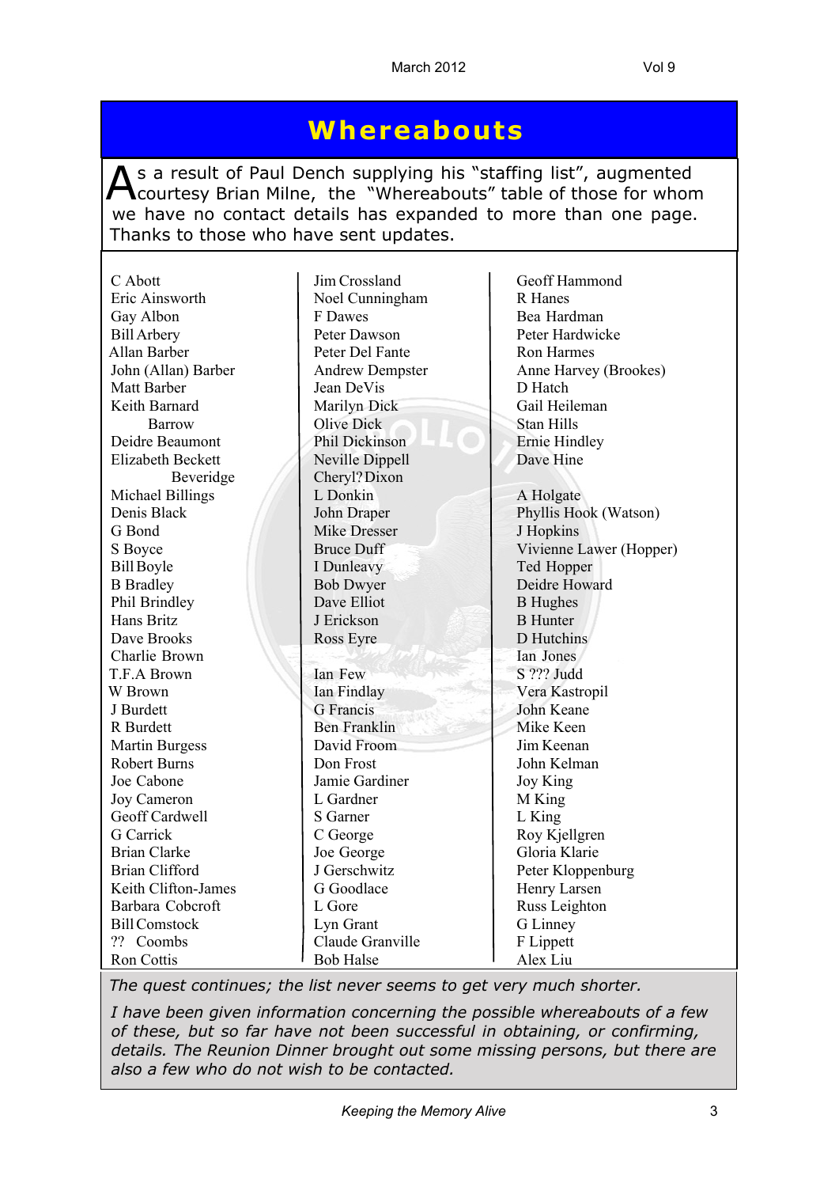# Whereabouts

As a result of Paul Dench supplying his "staffing list", augmented courtesy Brian Milne, the "Whereabouts" table of those for whom we have no contact details has expanded to more than one page. Thanks to those who have sent updates.

C Abott
Eric Ainsworth
Gay Albon
Bill Arbery
Allan Barber
John (Allan) Barber
Matt Barber
Keith Barnard
Barrow
Deidre Beaumont
Elizabeth Beckett
Beveridge
Michael Billings
Denis Black
G Bond
S Boyce
Bill Boyle
B Bradley
Phil Brindley
Hans Britz
Dave Brooks
Charlie Brown
T.F.A Brown
W Brown
J Burdett
R Burdett
Martin Burgess
Robert Burns
Joe Cabone
Joy Cameron
Geoff Cardwell
G Carrick
Brian Clarke
Brian Clifford
Keith Clifton-James
Barbara Cobcroft
Bill Comstock
?? Coombs
Ron Cottis

Jim Crossland
Noel Cunningham
F Dawes
Peter Dawson
Peter Del Fante
Andrew Dempster
Jean DeVis
Marilyn Dick
Olive Dick
Phil Dickinson
Neville Dippell
Cheryl? Dixon
L Donkin
John Draper
Mike Dresser
Bruce Duff
I Dunleavy
Bob Dwyer
Dave Elliot
J Erickson
Ross Eyre

Ian Few
Ian Findlay
G Francis
Ben Franklin
David Froom
Don Frost
Jamie Gardiner
L Gardner
S Garner
C George
Joe George
J Gerschwitz
G Goodlace
L Gore
Lyn Grant
Claude Granville
Bob Halse

Geoff Hammond
R Hanes
Bea Hardman
Peter Hardwicke
Ron Harmes
Anne Harvey (Brookes)
D Hatch
Gail Heileman
Stan Hills
Ernie Hindley
Dave Hine

A Holgate
Phyllis Hook (Watson)
J Hopkins
Vivienne Lawer (Hopper)
Ted Hopper
Deidre Howard
B Hughes
B Hunter
D Hutchins
Ian Jones
S ??? Judd
Vera Kastropil
John Keane
Mike Keen
Jim Keenan
John Kelman
Joy King
M King
L King
Roy Kjellgren
Gloria Klarie
Peter Kloppenburg
Henry Larsen
Russ Leighton
G Linney
F Lippett
Alex Liu

*The quest continues; the list never seems to get very much shorter.*

*I have been given information concerning the possible whereabouts of a few of these, but so far have not been successful in obtaining, or confirming, details. The Reunion Dinner brought out some missing persons, but there are also a few who do not wish to be contacted.*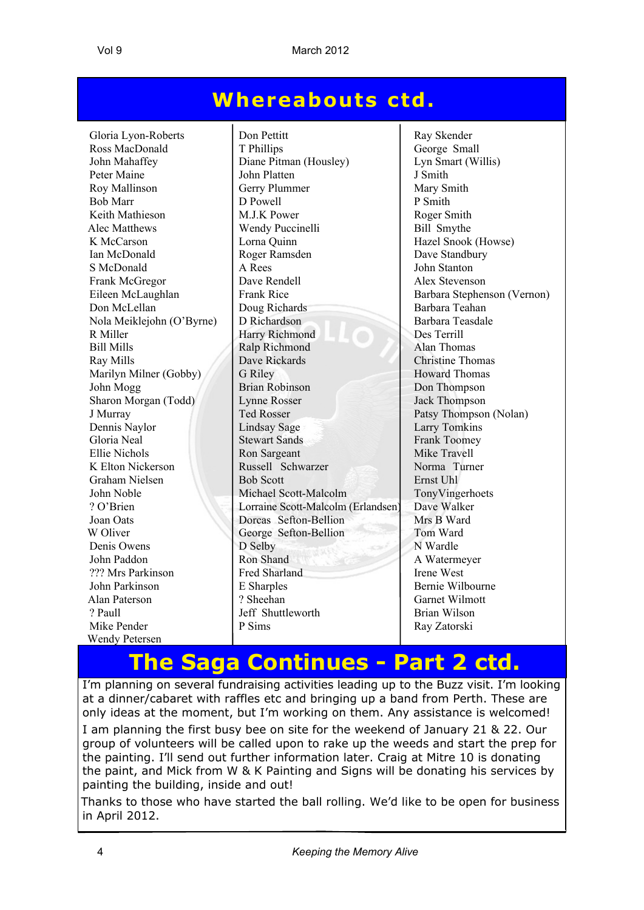# Whereabouts ctd.

Gloria Lyon-Roberts
Ross MacDonald
John Mahaffey
Peter Maine
Roy Mallinson
Bob Marr
Keith Mathieson
Alec Matthews
K McCarson
Ian McDonald
S McDonald
Frank McGregor
Eileen McLaughlan
Don McLellan
Nola Meiklejohn (O'Byrne)
R Miller
Bill Mills
Ray Mills
Marilyn Milner (Gobby)
John Mogg
Sharon Morgan (Todd)
J Murray
Dennis Naylor
Gloria Neal
Ellie Nichols
K Elton Nickerson
Graham Nielsen
John Noble
? O'Brien
Joan Oats
W Oliver
Denis Owens
John Paddon
??? Mrs Parkinson
John Parkinson
Alan Paterson
? Paull
Mike Pender
Wendy Petersen

Don Pettitt
T Phillips
Diane Pitman (Housley)
John Platten
Gerry Plummer
D Powell
M.J.K Power
Wendy Puccinelli
Lorna Quinn
Roger Ramsden
A Rees
Dave Rendell
Frank Rice
Doug Richards
D Richardson
Harry Richmond
Ralp Richmond
Dave Rickards
G Riley
Brian Robinson
Lynne Rosser
Ted Rosser
Lindsay Sage
Stewart Sands
Ron Sargeant
Russell Schwarzer
Bob Scott
Michael Scott-Malcolm
Lorraine Scott-Malcolm (Erlandsen)
Dorcas Sefton-Bellion
George Sefton-Bellion
D Selby
Ron Shand
Fred Sharland
E Sharples
? Sheehan
Jeff Shuttleworth
P Sims

Ray Skender
George Small
Lyn Smart (Willis)
J Smith
Mary Smith
P Smith
Roger Smith
Bill Smythe
Hazel Snook (Howse)
Dave Standbury
John Stanton
Alex Stevenson
Barbara Stephenson (Vernon)
Barbara Teahan
Barbara Teasdale
Des Terrill
Alan Thomas
Christine Thomas
Howard Thomas
Don Thompson
Jack Thompson
Patsy Thompson (Nolan)
Larry Tomkins
Frank Toomey
Mike Travell
Norma Turner
Ernst Uhl
TonyVingerhoets
Dave Walker
Mrs B Ward
Tom Ward
N Wardle
A Watermeyer
Irene West
Bernie Wilbourne
Garnet Wilmott
Brian Wilson
Ray Zatorski

# The Saga Continues - Part 2 ctd.

I'm planning on several fundraising activities leading up to the Buzz visit. I'm looking at a dinner/cabaret with raffles etc and bringing up a band from Perth. These are only ideas at the moment, but I'm working on them. Any assistance is welcomed!

I am planning the first busy bee on site for the weekend of January 21 & 22. Our group of volunteers will be called upon to rake up the weeds and start the prep for the painting. I'll send out further information later. Craig at Mitre 10 is donating the paint, and Mick from W & K Painting and Signs will be donating his services by painting the building, inside and out!

Thanks to those who have started the ball rolling. We'd like to be open for business in April 2012.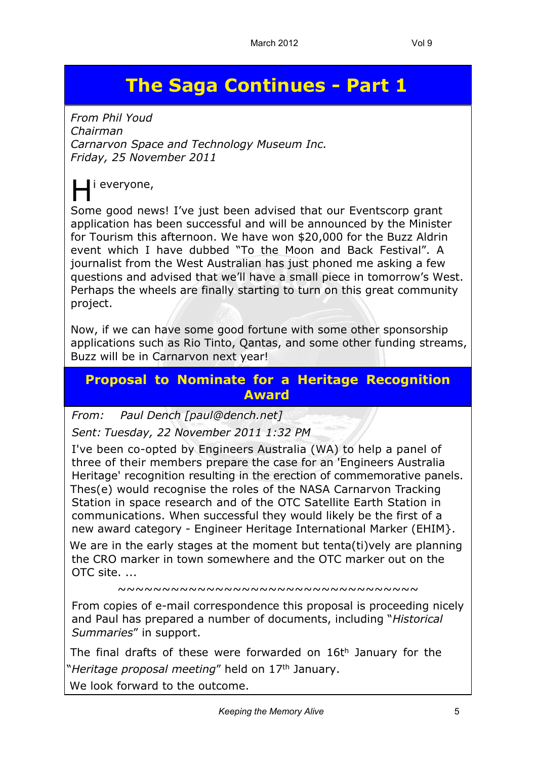# The Saga Continues - Part 1

*From Phil Youd*
*Chairman*
*Carnarvon Space and Technology Museum Inc.*
*Friday, 25 November 2011*

Hi everyone,

Some good news! I've just been advised that our Eventscorp grant application has been successful and will be announced by the Minister for Tourism this afternoon. We have won $20,000 for the Buzz Aldrin event which I have dubbed "To the Moon and Back Festival". A journalist from the West Australian has just phoned me asking a few questions and advised that we'll have a small piece in tomorrow's West. Perhaps the wheels are finally starting to turn on this great community project.

Now, if we can have some good fortune with some other sponsorship applications such as Rio Tinto, Qantas, and some other funding streams, Buzz will be in Carnarvon next year!

## Proposal to Nominate for a Heritage Recognition Award

*From: Paul Dench [paul@dench.net]*

*Sent: Tuesday, 22 November 2011 1:32 PM*

I've been co-opted by Engineers Australia (WA) to help a panel of three of their members prepare the case for an 'Engineers Australia Heritage' recognition resulting in the erection of commemorative panels. Thes(e) would recognise the roles of the NASA Carnarvon Tracking Station in space research and of the OTC Satellite Earth Station in communications. When successful they would likely be the first of a new award category - Engineer Heritage International Marker (EHIM}.

We are in the early stages at the moment but tenta(ti)vely are planning the CRO marker in town somewhere and the OTC marker out on the OTC site. ...

~~~~~~~~~~~~~~~~~~~~~~~~~~~~~~~~~~~

From copies of e-mail correspondence this proposal is proceeding nicely and Paul has prepared a number of documents, including "*Historical Summaries*" in support.

The final drafts of these were forwarded on 16th January for the "*Heritage proposal meeting*" held on 17th January.

We look forward to the outcome.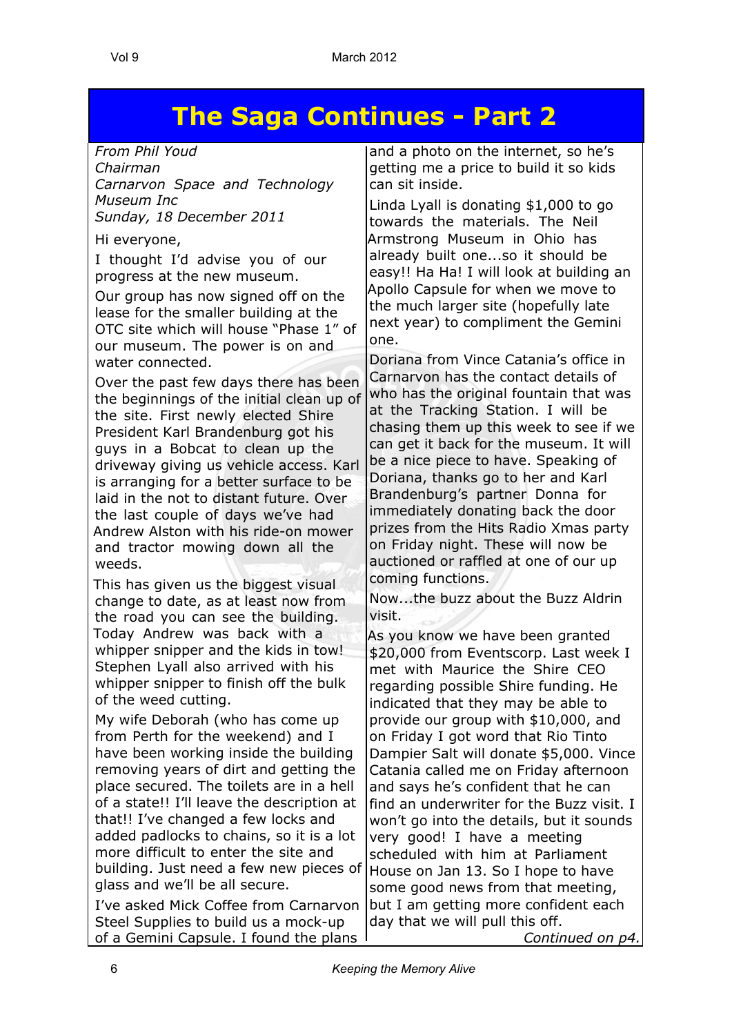# The Saga Continues - Part 2

*From Phil Youd*
*Chairman*
*Carnarvon Space and Technology Museum Inc*
*Sunday, 18 December 2011*

Hi everyone,

I thought I'd advise you of our progress at the new museum.

Our group has now signed off on the lease for the smaller building at the OTC site which will house "Phase 1" of our museum. The power is on and water connected.

Over the past few days there has been the beginnings of the initial clean up of the site. First newly elected Shire President Karl Brandenburg got his guys in a Bobcat to clean up the driveway giving us vehicle access. Karl is arranging for a better surface to be laid in the not to distant future. Over the last couple of days we've had Andrew Alston with his ride-on mower and tractor mowing down all the weeds.

This has given us the biggest visual change to date, as at least now from the road you can see the building. Today Andrew was back with a whipper snipper and the kids in tow! Stephen Lyall also arrived with his whipper snipper to finish off the bulk of the weed cutting.

My wife Deborah (who has come up from Perth for the weekend) and I have been working inside the building removing years of dirt and getting the place secured. The toilets are in a hell of a state!! I'll leave the description at that!! I've changed a few locks and added padlocks to chains, so it is a lot more difficult to enter the site and building. Just need a few new pieces of glass and we'll be all secure.

I've asked Mick Coffee from Carnarvon Steel Supplies to build us a mock-up of a Gemini Capsule. I found the plans and a photo on the internet, so he's getting me a price to build it so kids can sit inside.

Linda Lyall is donating $1,000 to go towards the materials. The Neil Armstrong Museum in Ohio has already built one...so it should be easy!! Ha Ha! I will look at building an Apollo Capsule for when we move to the much larger site (hopefully late next year) to compliment the Gemini one.

Doriana from Vince Catania's office in Carnarvon has the contact details of who has the original fountain that was at the Tracking Station. I will be chasing them up this week to see if we can get it back for the museum. It will be a nice piece to have. Speaking of Doriana, thanks go to her and Karl Brandenburg's partner Donna for immediately donating back the door prizes from the Hits Radio Xmas party on Friday night. These will now be auctioned or raffled at one of our up coming functions.

Now...the buzz about the Buzz Aldrin visit.

As you know we have been granted $20,000 from Eventscorp. Last week I met with Maurice the Shire CEO regarding possible Shire funding. He indicated that they may be able to provide our group with $10,000, and on Friday I got word that Rio Tinto Dampier Salt will donate $5,000. Vince Catania called me on Friday afternoon and says he's confident that he can find an underwriter for the Buzz visit. I won't go into the details, but it sounds very good! I have a meeting scheduled with him at Parliament House on Jan 13. So I hope to have some good news from that meeting, but I am getting more confident each day that we will pull this off.

*Continued on p4.*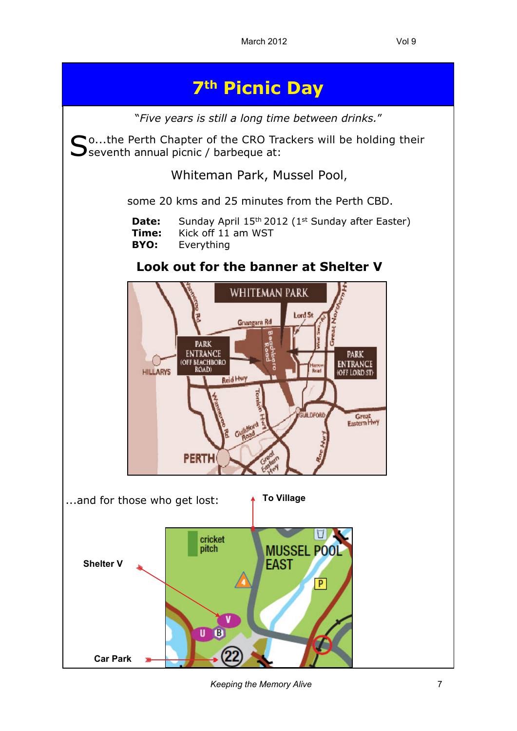# 7th Picnic Day

*"Five years is still a long time between drinks."*

So...the Perth Chapter of the CRO Trackers will be holding their seventh annual picnic / barbeque at:

Whiteman Park, Mussel Pool,

some 20 kms and 25 minutes from the Perth CBD.

**Date:** Sunday April 15th 2012 (1st Sunday after Easter)
**Time:** Kick off 11 am WST
**BYO:** Everything

## Look out for the banner at Shelter V

...and for those who get lost:

**To Village**

**Shelter V**

**Car Park**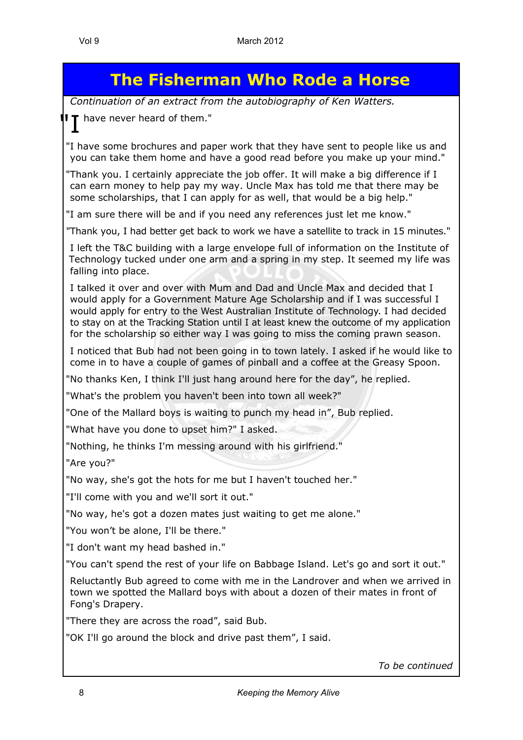# The Fisherman Who Rode a Horse

*Continuation of an extract from the autobiography of Ken Watters.*

"I have never heard of them."

"I have some brochures and paper work that they have sent to people like us and you can take them home and have a good read before you make up your mind."

"Thank you. I certainly appreciate the job offer. It will make a big difference if I can earn money to help pay my way. Uncle Max has told me that there may be some scholarships, that I can apply for as well, that would be a big help."

"I am sure there will be and if you need any references just let me know."

"Thank you, I had better get back to work we have a satellite to track in 15 minutes."

I left the T&C building with a large envelope full of information on the Institute of Technology tucked under one arm and a spring in my step. It seemed my life was falling into place.

I talked it over and over with Mum and Dad and Uncle Max and decided that I would apply for a Government Mature Age Scholarship and if I was successful I would apply for entry to the West Australian Institute of Technology. I had decided to stay on at the Tracking Station until I at least knew the outcome of my application for the scholarship so either way I was going to miss the coming prawn season.

I noticed that Bub had not been going in to town lately. I asked if he would like to come in to have a couple of games of pinball and a coffee at the Greasy Spoon.

"No thanks Ken, I think I'll just hang around here for the day", he replied.

"What's the problem you haven't been into town all week?"

"One of the Mallard boys is waiting to punch my head in", Bub replied.

"What have you done to upset him?" I asked.

"Nothing, he thinks I'm messing around with his girlfriend."

"Are you?"

"No way, she's got the hots for me but I haven't touched her."

"I'll come with you and we'll sort it out."

"No way, he's got a dozen mates just waiting to get me alone."

"You won't be alone, I'll be there."

"I don't want my head bashed in."

"You can't spend the rest of your life on Babbage Island. Let's go and sort it out."

Reluctantly Bub agreed to come with me in the Landrover and when we arrived in town we spotted the Mallard boys with about a dozen of their mates in front of Fong's Drapery.

"There they are across the road", said Bub.

"OK I'll go around the block and drive past them", I said.

*To be continued*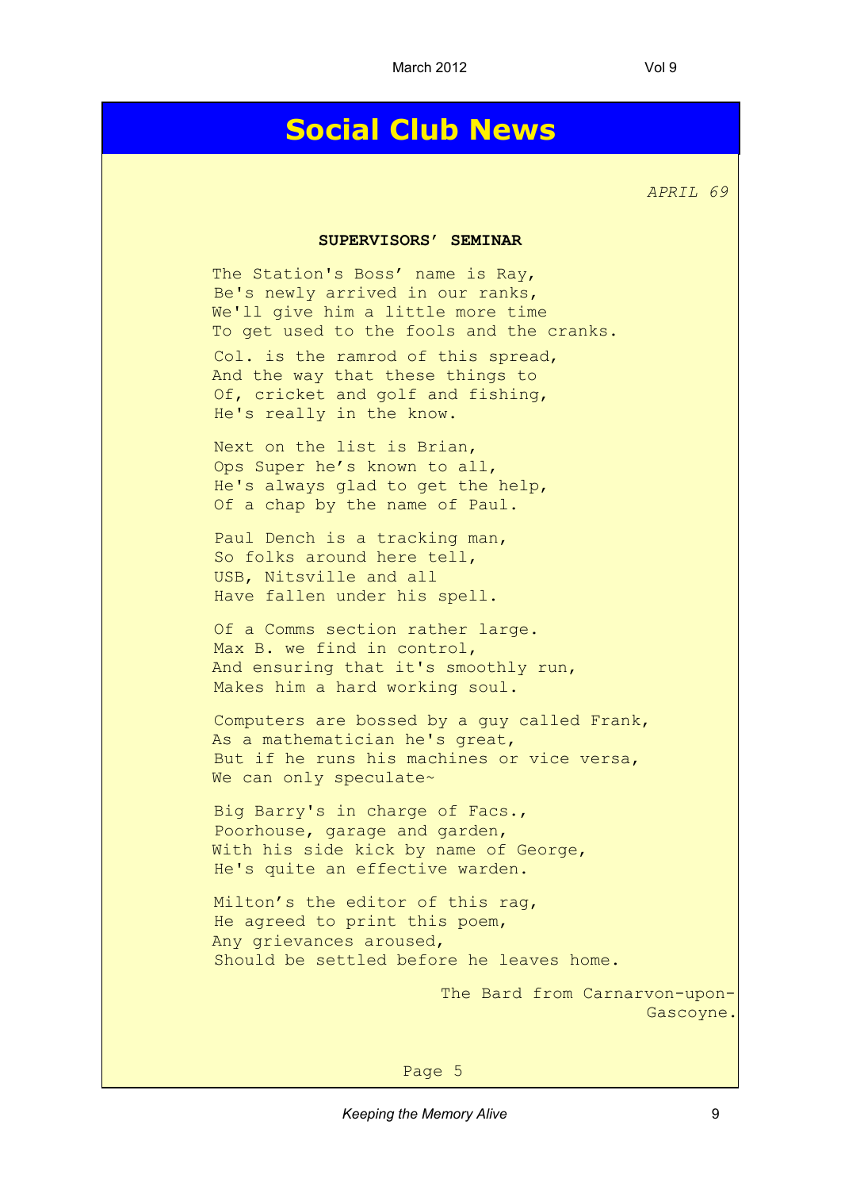# Social Club News

*APRIL 69*

**SUPERVISORS' SEMINAR**

The Station's Boss' name is Ray,
Be's newly arrived in our ranks,
We'll give him a little more time
To get used to the fools and the cranks.

Col. is the ramrod of this spread,
And the way that these things to
Of, cricket and golf and fishing,
He's really in the know.

Next on the list is Brian,
Ops Super he's known to all,
He's always glad to get the help,
Of a chap by the name of Paul.

Paul Dench is a tracking man,
So folks around here tell,
USB, Nitsville and all
Have fallen under his spell.

Of a Comms section rather large.
Max B. we find in control,
And ensuring that it's smoothly run,
Makes him a hard working soul.

Computers are bossed by a guy called Frank,
As a mathematician he's great,
But if he runs his machines or vice versa,
We can only speculate~

Big Barry's in charge of Facs.,
Poorhouse, garage and garden,
With his side kick by name of George,
He's quite an effective warden.

Milton's the editor of this rag,
He agreed to print this poem,
Any grievances aroused,
Should be settled before he leaves home.

The Bard from Carnarvon-upon-Gascoyne.

Page 5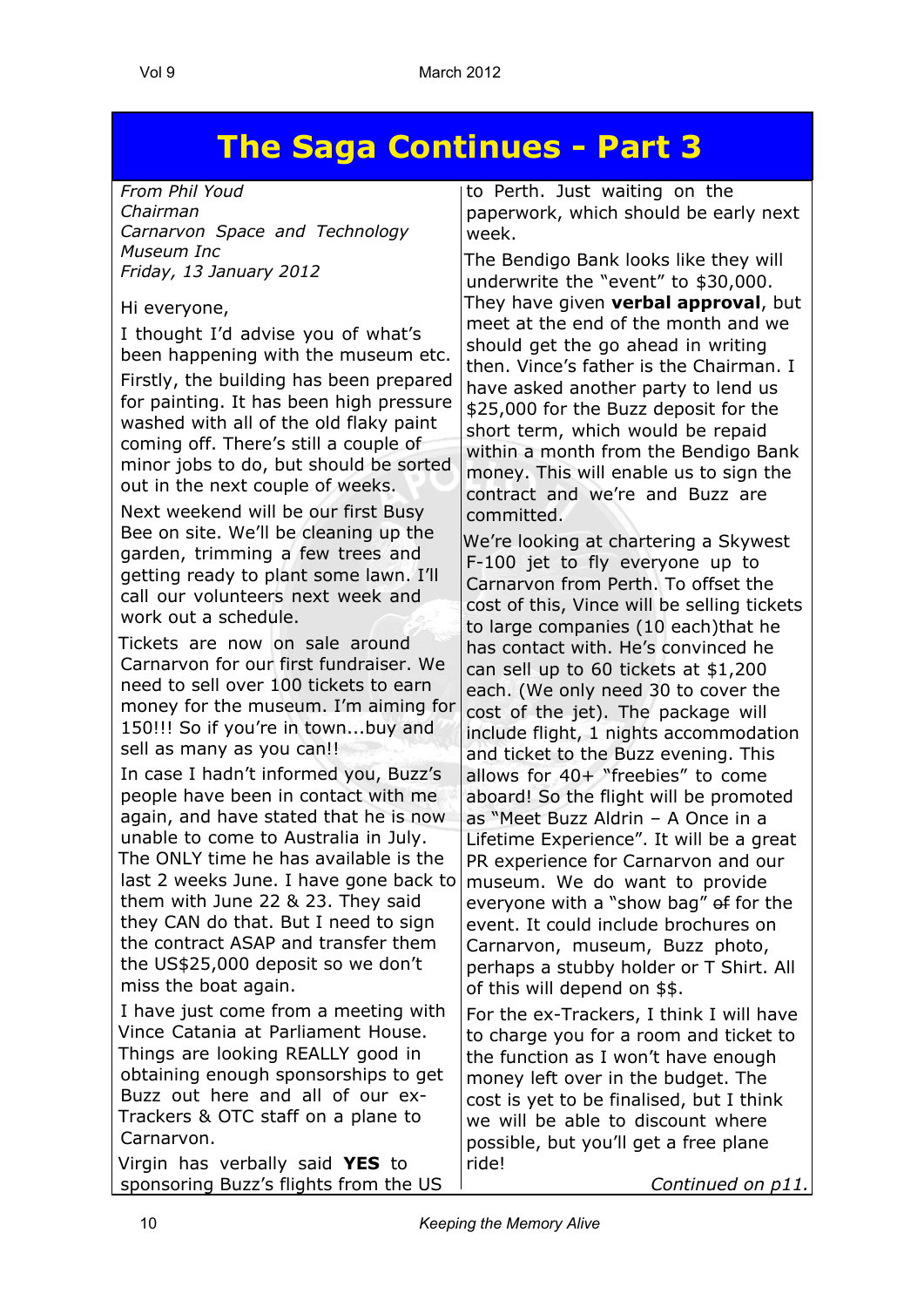# The Saga Continues - Part 3

*From Phil Youd*
*Chairman*
*Carnarvon Space and Technology Museum Inc*
*Friday, 13 January 2012*

Hi everyone,

I thought I'd advise you of what's been happening with the museum etc.

Firstly, the building has been prepared for painting. It has been high pressure washed with all of the old flaky paint coming off. There's still a couple of minor jobs to do, but should be sorted out in the next couple of weeks.

Next weekend will be our first Busy Bee on site. We'll be cleaning up the garden, trimming a few trees and getting ready to plant some lawn. I'll call our volunteers next week and work out a schedule.

Tickets are now on sale around Carnarvon for our first fundraiser. We need to sell over 100 tickets to earn money for the museum. I'm aiming for 150!!! So if you're in town...buy and sell as many as you can!!

In case I hadn't informed you, Buzz's people have been in contact with me again, and have stated that he is now unable to come to Australia in July. The ONLY time he has available is the last 2 weeks June. I have gone back to them with June 22 & 23. They said they CAN do that. But I need to sign the contract ASAP and transfer them the US$25,000 deposit so we don't miss the boat again.

I have just come from a meeting with Vince Catania at Parliament House. Things are looking REALLY good in obtaining enough sponsorships to get Buzz out here and all of our ex-Trackers & OTC staff on a plane to Carnarvon.

Virgin has verbally said **YES** to sponsoring Buzz's flights from the US to Perth. Just waiting on the paperwork, which should be early next week.

The Bendigo Bank looks like they will underwrite the "event" to $30,000. They have given **verbal approval**, but meet at the end of the month and we should get the go ahead in writing then. Vince's father is the Chairman. I have asked another party to lend us $25,000 for the Buzz deposit for the short term, which would be repaid within a month from the Bendigo Bank money. This will enable us to sign the contract and we're and Buzz are committed.

We're looking at chartering a Skywest F-100 jet to fly everyone up to Carnarvon from Perth. To offset the cost of this, Vince will be selling tickets to large companies (10 each)that he has contact with. He's convinced he can sell up to 60 tickets at $1,200 each. (We only need 30 to cover the cost of the jet). The package will include flight, 1 nights accommodation and ticket to the Buzz evening. This allows for 40+ "freebies" to come aboard! So the flight will be promoted as "Meet Buzz Aldrin – A Once in a Lifetime Experience". It will be a great PR experience for Carnarvon and our museum. We do want to provide everyone with a "show bag" ~~of~~ for the event. It could include brochures on Carnarvon, museum, Buzz photo, perhaps a stubby holder or T Shirt. All of this will depend on $$.

For the ex-Trackers, I think I will have to charge you for a room and ticket to the function as I won't have enough money left over in the budget. The cost is yet to be finalised, but I think we will be able to discount where possible, but you'll get a free plane ride!

*Continued on p11.*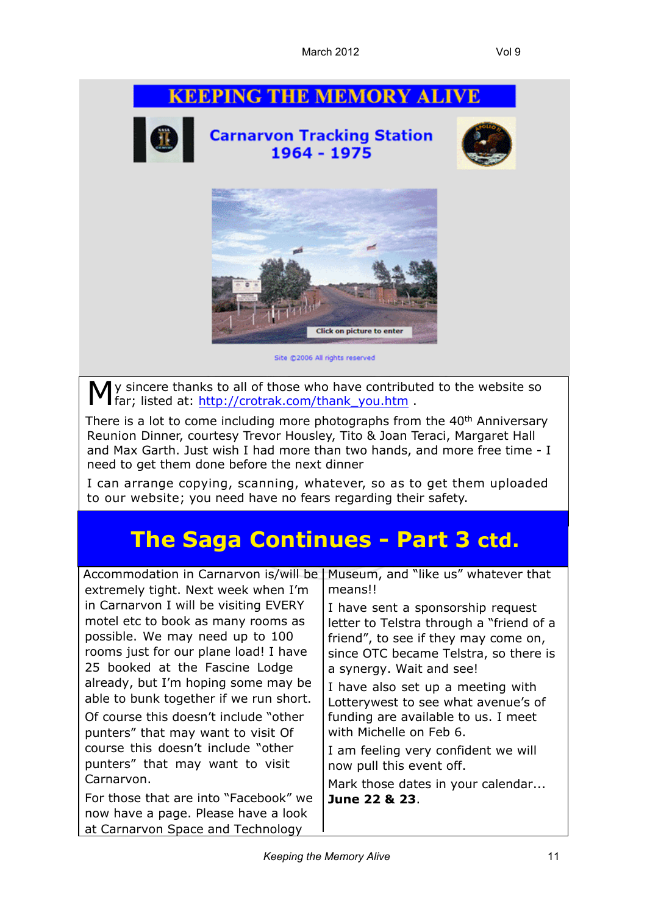# KEEPING THE MEMORY ALIVE

**Carnarvon Tracking Station 1964 - 1975**

Click on picture to enter

Site ©2006 All rights reserved

My sincere thanks to all of those who have contributed to the website so far; listed at: http://crotrak.com/thank_you.htm .

There is a lot to come including more photographs from the 40th Anniversary Reunion Dinner, courtesy Trevor Housley, Tito & Joan Teraci, Margaret Hall and Max Garth. Just wish I had more than two hands, and more free time - I need to get them done before the next dinner

I can arrange copying, scanning, whatever, so as to get them uploaded to our website; you need have no fears regarding their safety.

## The Saga Continues - Part 3 ctd.

Accommodation in Carnarvon is/will be extremely tight. Next week when I'm in Carnarvon I will be visiting EVERY motel etc to book as many rooms as possible. We may need up to 100 rooms just for our plane load! I have 25 booked at the Fascine Lodge already, but I'm hoping some may be able to bunk together if we run short.

Of course this doesn't include "other punters" that may want to visit Of course this doesn't include "other punters" that may want to visit Carnarvon.

For those that are into "Facebook" we now have a page. Please have a look at Carnarvon Space and Technology Museum, and "like us" whatever that means!!

I have sent a sponsorship request letter to Telstra through a "friend of a friend", to see if they may come on, since OTC became Telstra, so there is a synergy. Wait and see!

I have also set up a meeting with Lotterywest to see what avenue's of funding are available to us. I meet with Michelle on Feb 6.

I am feeling very confident we will now pull this event off.

Mark those dates in your calendar... **June 22 & 23**.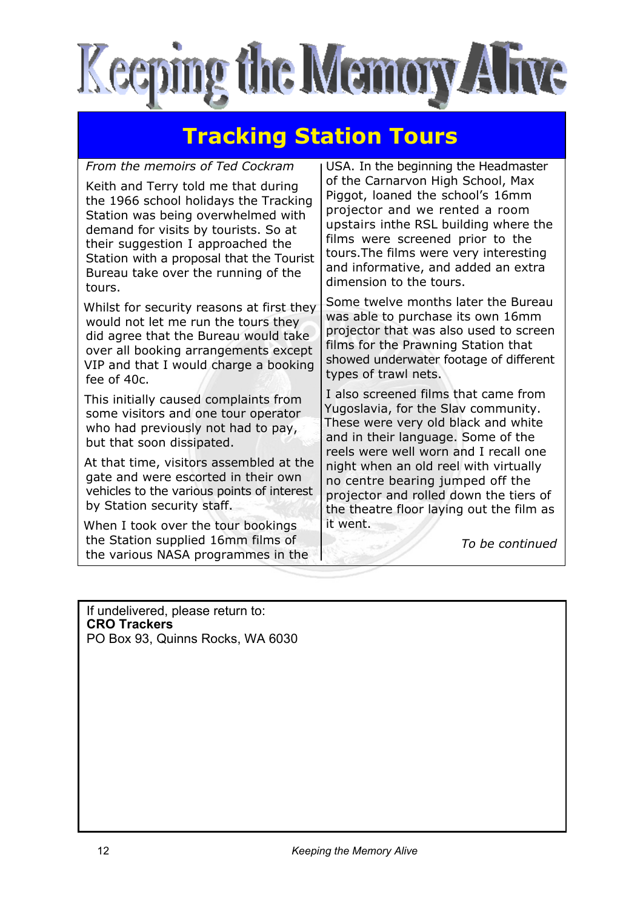# Keeping the Memory Alive

## Tracking Station Tours

*From the memoirs of Ted Cockram*

Keith and Terry told me that during the 1966 school holidays the Tracking Station was being overwhelmed with demand for visits by tourists. So at their suggestion I approached the Station with a proposal that the Tourist Bureau take over the running of the tours.

Whilst for security reasons at first they would not let me run the tours they did agree that the Bureau would take over all booking arrangements except VIP and that I would charge a booking fee of 40c.

This initially caused complaints from some visitors and one tour operator who had previously not had to pay, but that soon dissipated.

At that time, visitors assembled at the gate and were escorted in their own vehicles to the various points of interest by Station security staff.

When I took over the tour bookings the Station supplied 16mm films of the various NASA programmes in the USA. In the beginning the Headmaster of the Carnarvon High School, Max Piggot, loaned the school's 16mm projector and we rented a room upstairs inthe RSL building where the films were screened prior to the tours.The films were very interesting and informative, and added an extra dimension to the tours.

Some twelve months later the Bureau was able to purchase its own 16mm projector that was also used to screen films for the Prawning Station that showed underwater footage of different types of trawl nets.

I also screened films that came from Yugoslavia, for the Slav community. These were very old black and white and in their language. Some of the reels were well worn and I recall one night when an old reel with virtually no centre bearing jumped off the projector and rolled down the tiers of the theatre floor laying out the film as it went.

*To be continued*

If undelivered, please return to:
**CRO Trackers**
PO Box 93, Quinns Rocks, WA 6030